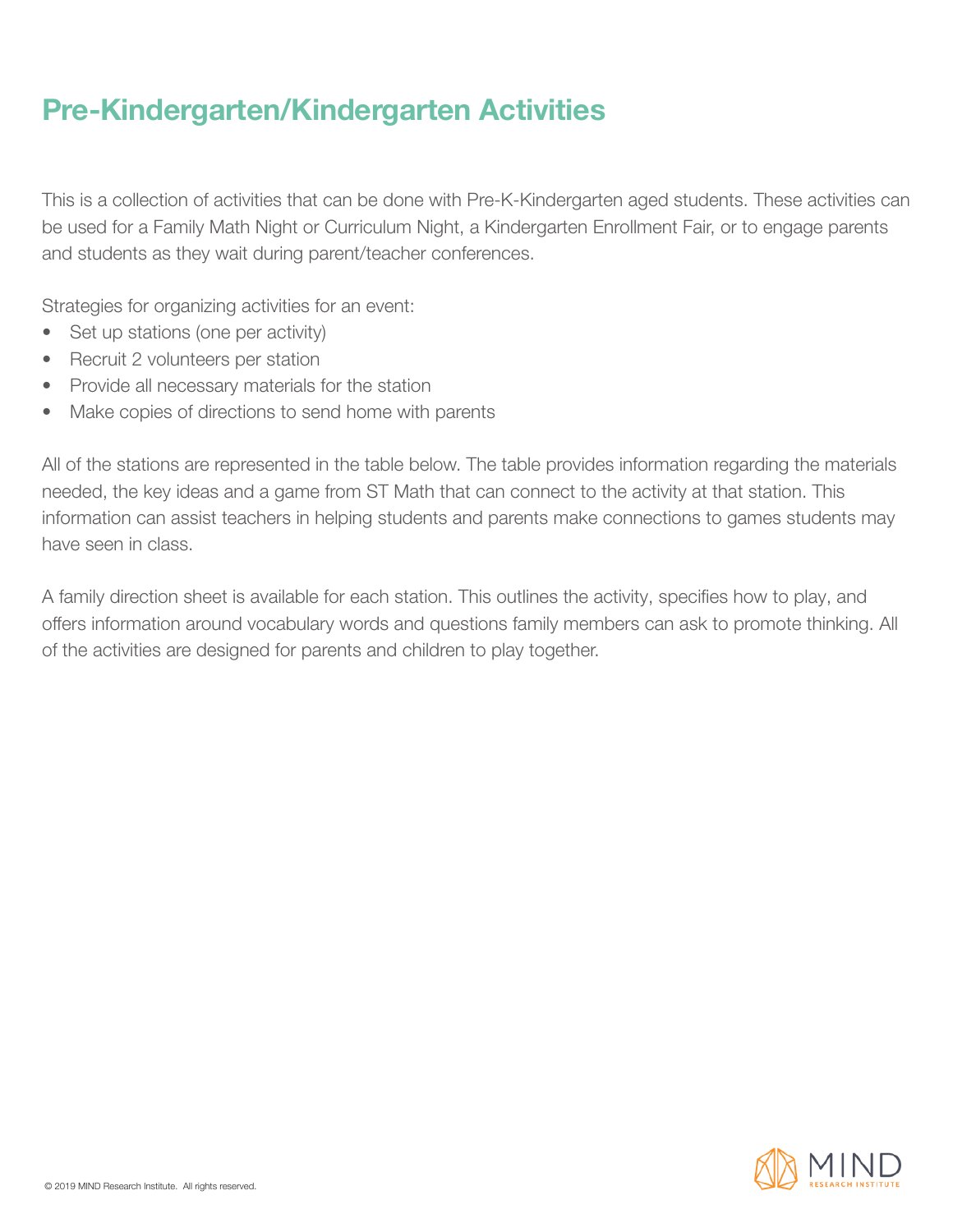# Pre-Kindergarten/Kindergarten Activities

This is a collection of activities that can be done with Pre-K-Kindergarten aged students. These activities can be used for a Family Math Night or Curriculum Night, a Kindergarten Enrollment Fair, or to engage parents and students as they wait during parent/teacher conferences.

Strategies for organizing activities for an event:

- Set up stations (one per activity)
- Recruit 2 volunteers per station
- Provide all necessary materials for the station
- Make copies of directions to send home with parents

All of the stations are represented in the table below. The table provides information regarding the materials needed, the key ideas and a game from ST Math that can connect to the activity at that station. This information can assist teachers in helping students and parents make connections to games students may have seen in class.

A family direction sheet is available for each station. This outlines the activity, specifies how to play, and offers information around vocabulary words and questions family members can ask to promote thinking. All of the activities are designed for parents and children to play together.

© 2019 MIND Research Institute. All rights reserved.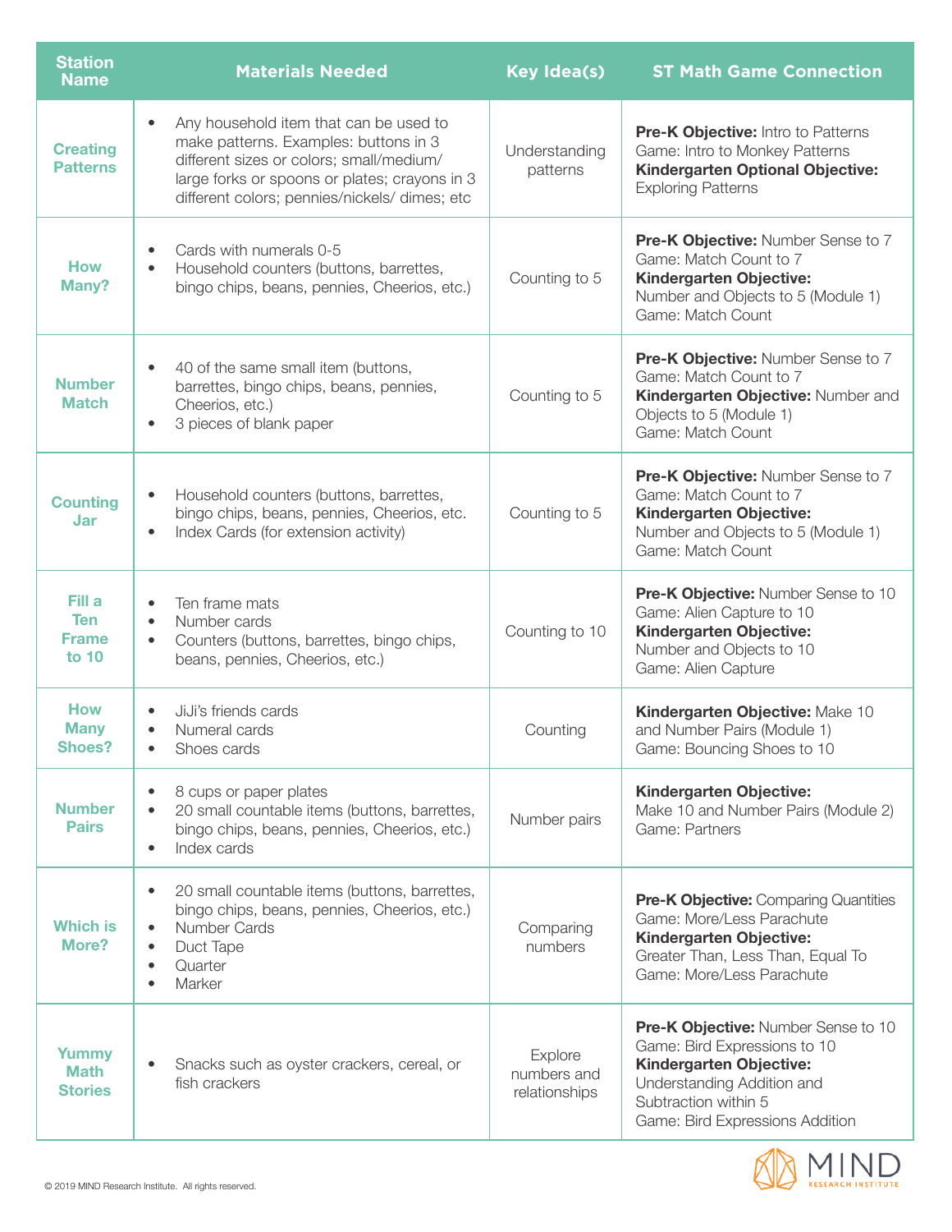| Station Name | Materials Needed | Key Idea(s) | ST Math Game Connection |
|---|---|---|---|
| **Creating Patterns** | • Any household item that can be used to make patterns. Examples: buttons in 3 different sizes or colors; small/medium/ large forks or spoons or plates; crayons in 3 different colors; pennies/nickels/ dimes; etc | Understanding patterns | **Pre-K Objective:** Intro to Patterns<br>Game: Intro to Monkey Patterns<br>**Kindergarten Optional Objective:** Exploring Patterns |
| **How Many?** | • Cards with numerals 0-5<br>• Household counters (buttons, barrettes, bingo chips, beans, pennies, Cheerios, etc.) | Counting to 5 | **Pre-K Objective:** Number Sense to 7<br>Game: Match Count to 7<br>**Kindergarten Objective:** Number and Objects to 5 (Module 1)<br>Game: Match Count |
| **Number Match** | • 40 of the same small item (buttons, barrettes, bingo chips, beans, pennies, Cheerios, etc.)<br>• 3 pieces of blank paper | Counting to 5 | **Pre-K Objective:** Number Sense to 7<br>Game: Match Count to 7<br>**Kindergarten Objective:** Number and Objects to 5 (Module 1)<br>Game: Match Count |
| **Counting Jar** | • Household counters (buttons, barrettes, bingo chips, beans, pennies, Cheerios, etc.<br>• Index Cards (for extension activity) | Counting to 5 | **Pre-K Objective:** Number Sense to 7<br>Game: Match Count to 7<br>**Kindergarten Objective:** Number and Objects to 5 (Module 1)<br>Game: Match Count |
| **Fill a Ten Frame to 10** | • Ten frame mats<br>• Number cards<br>• Counters (buttons, barrettes, bingo chips, beans, pennies, Cheerios, etc.) | Counting to 10 | **Pre-K Objective:** Number Sense to 10<br>Game: Alien Capture to 10<br>**Kindergarten Objective:** Number and Objects to 10<br>Game: Alien Capture |
| **How Many Shoes?** | • JiJi's friends cards<br>• Numeral cards<br>• Shoes cards | Counting | **Kindergarten Objective:** Make 10 and Number Pairs (Module 1)<br>Game: Bouncing Shoes to 10 |
| **Number Pairs** | • 8 cups or paper plates<br>• 20 small countable items (buttons, barrettes, bingo chips, beans, pennies, Cheerios, etc.)<br>• Index cards | Number pairs | **Kindergarten Objective:** Make 10 and Number Pairs (Module 2)<br>Game: Partners |
| **Which is More?** | • 20 small countable items (buttons, barrettes, bingo chips, beans, pennies, Cheerios, etc.)<br>• Number Cards<br>• Duct Tape<br>• Quarter<br>• Marker | Comparing numbers | **Pre-K Objective:** Comparing Quantities<br>Game: More/Less Parachute<br>**Kindergarten Objective:** Greater Than, Less Than, Equal To<br>Game: More/Less Parachute |
| **Yummy Math Stories** | • Snacks such as oyster crackers, cereal, or fish crackers | Explore numbers and relationships | **Pre-K Objective:** Number Sense to 10<br>Game: Bird Expressions to 10<br>**Kindergarten Objective:** Understanding Addition and Subtraction within 5<br>Game: Bird Expressions Addition |

© 2019 MIND Research Institute. All rights reserved.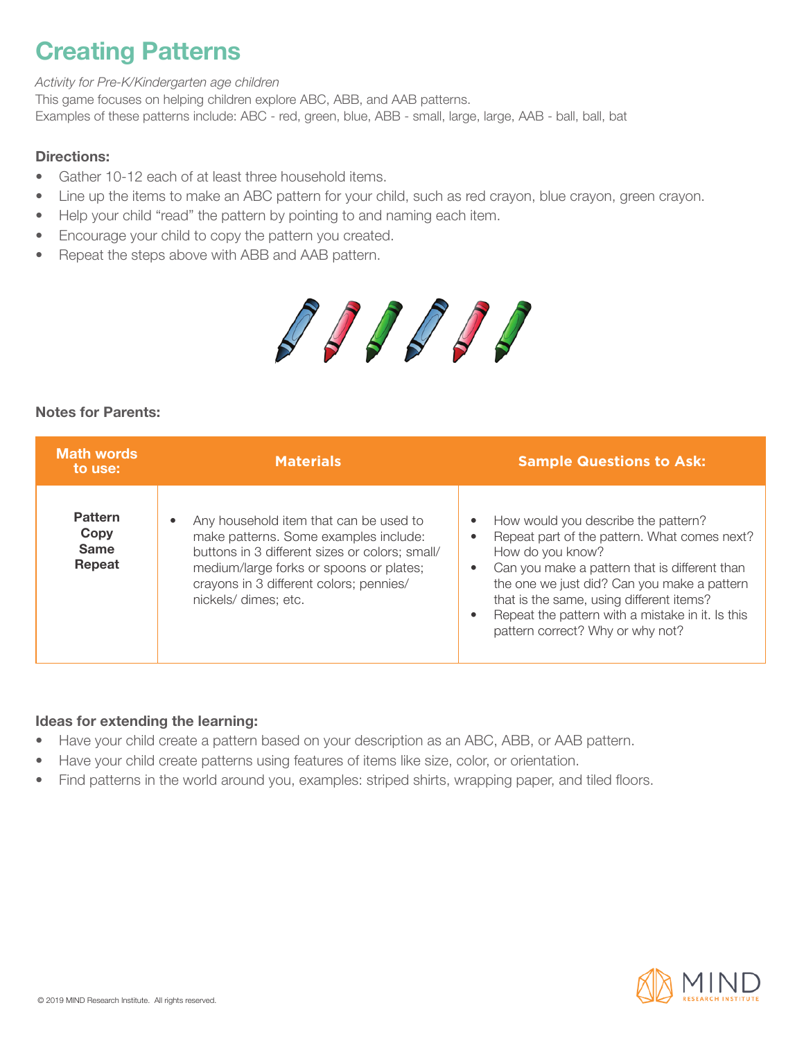# Creating Patterns

*Activity for Pre-K/Kindergarten age children*
This game focuses on helping children explore ABC, ABB, and AAB patterns.
Examples of these patterns include: ABC - red, green, blue, ABB - small, large, large, AAB - ball, ball, bat

### Directions:

- Gather 10-12 each of at least three household items.
- Line up the items to make an ABC pattern for your child, such as red crayon, blue crayon, green crayon.
- Help your child "read" the pattern by pointing to and naming each item.
- Encourage your child to copy the pattern you created.
- Repeat the steps above with ABB and AAB pattern.

### Notes for Parents:

| Math words to use: | Materials | Sample Questions to Ask: |
|---|---|---|
| **Pattern**<br>**Copy**<br>**Same**<br>**Repeat** | • Any household item that can be used to make patterns. Some examples include: buttons in 3 different sizes or colors; small/ medium/large forks or spoons or plates; crayons in 3 different colors; pennies/ nickels/ dimes; etc. | • How would you describe the pattern?<br>• Repeat part of the pattern. What comes next? How do you know?<br>• Can you make a pattern that is different than the one we just did? Can you make a pattern that is the same, using different items?<br>• Repeat the pattern with a mistake in it. Is this pattern correct? Why or why not? |

### Ideas for extending the learning:

- Have your child create a pattern based on your description as an ABC, ABB, or AAB pattern.
- Have your child create patterns using features of items like size, color, or orientation.
- Find patterns in the world around you, examples: striped shirts, wrapping paper, and tiled floors.

© 2019 MIND Research Institute. All rights reserved.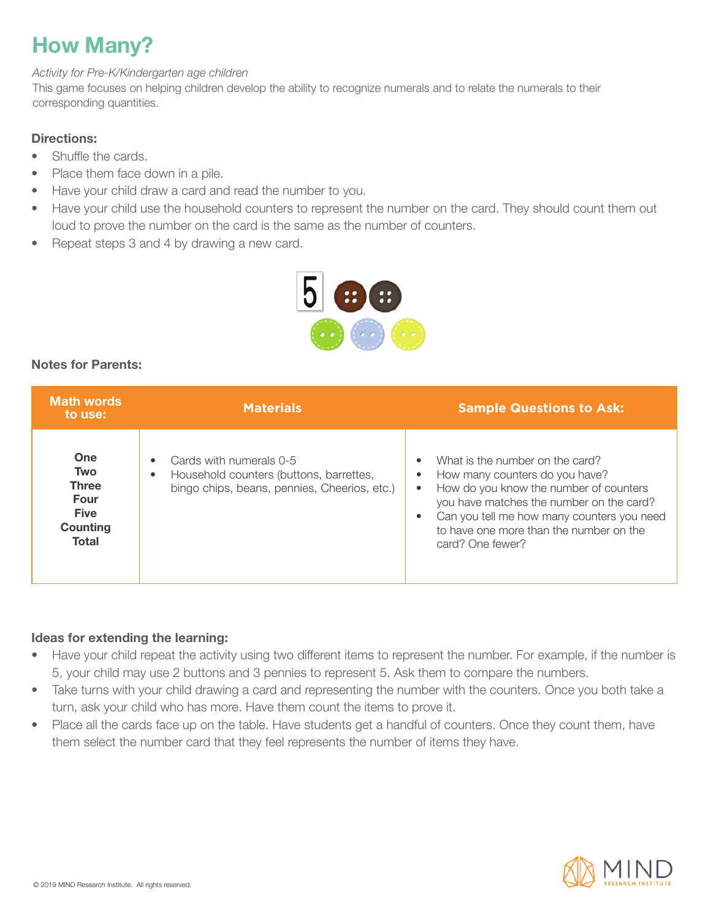# How Many?

*Activity for Pre-K/Kindergarten age children*

This game focuses on helping children develop the ability to recognize numerals and to relate the numerals to their corresponding quantities.

### Directions:

- Shuffle the cards.
- Place them face down in a pile.
- Have your child draw a card and read the number to you.
- Have your child use the household counters to represent the number on the card. They should count them out loud to prove the number on the card is the same as the number of counters.
- Repeat steps 3 and 4 by drawing a new card.

### Notes for Parents:

| Math words to use: | Materials | Sample Questions to Ask: |
| --- | --- | --- |
| **One**<br>**Two**<br>**Three**<br>**Four**<br>**Five**<br>**Counting**<br>**Total** | • Cards with numerals 0-5<br>• Household counters (buttons, barrettes, bingo chips, beans, pennies, Cheerios, etc.) | • What is the number on the card?<br>• How many counters do you have?<br>• How do you know the number of counters you have matches the number on the card?<br>• Can you tell me how many counters you need to have one more than the number on the card? One fewer? |

### Ideas for extending the learning:

- Have your child repeat the activity using two different items to represent the number. For example, if the number is 5, your child may use 2 buttons and 3 pennies to represent 5. Ask them to compare the numbers.
- Take turns with your child drawing a card and representing the number with the counters. Once you both take a turn, ask your child who has more. Have them count the items to prove it.
- Place all the cards face up on the table. Have students get a handful of counters. Once they count them, have them select the number card that they feel represents the number of items they have.

© 2019 MIND Research Institute. All rights reserved.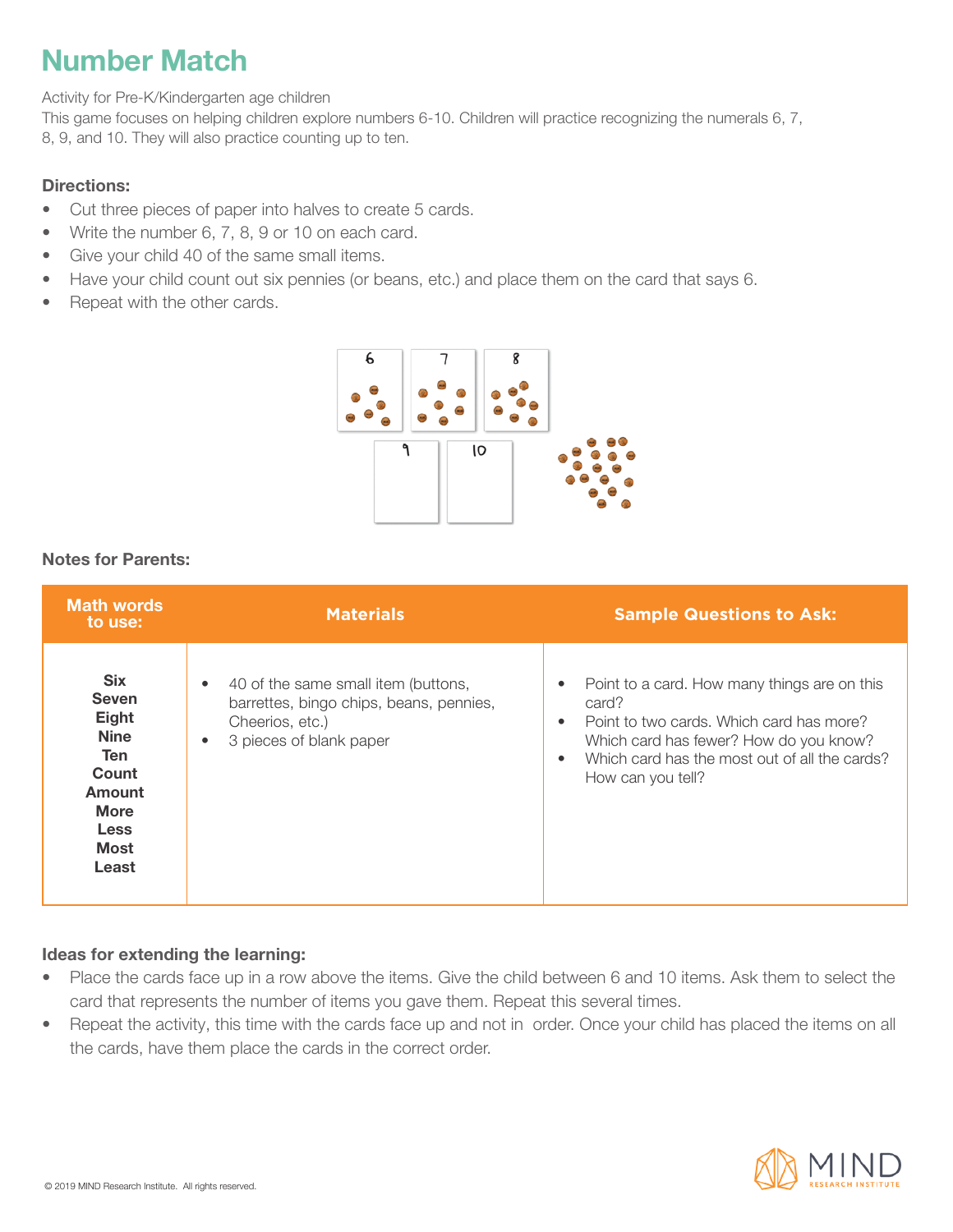# Number Match

Activity for Pre-K/Kindergarten age children
This game focuses on helping children explore numbers 6-10. Children will practice recognizing the numerals 6, 7, 8, 9, and 10. They will also practice counting up to ten.

**Directions:**

- Cut three pieces of paper into halves to create 5 cards.
- Write the number 6, 7, 8, 9 or 10 on each card.
- Give your child 40 of the same small items.
- Have your child count out six pennies (or beans, etc.) and place them on the card that says 6.
- Repeat with the other cards.

**Notes for Parents:**

| Math words to use: | Materials | Sample Questions to Ask: |
|---|---|---|
| **Six**<br>**Seven**<br>**Eight**<br>**Nine**<br>**Ten**<br>**Count**<br>**Amount**<br>**More**<br>**Less**<br>**Most**<br>**Least** | • 40 of the same small item (buttons, barrettes, bingo chips, beans, pennies, Cheerios, etc.)<br>• 3 pieces of blank paper | • Point to a card. How many things are on this card?<br>• Point to two cards. Which card has more? Which card has fewer? How do you know?<br>• Which card has the most out of all the cards? How can you tell? |

**Ideas for extending the learning:**

- Place the cards face up in a row above the items. Give the child between 6 and 10 items. Ask them to select the card that represents the number of items you gave them. Repeat this several times.
- Repeat the activity, this time with the cards face up and not in order. Once your child has placed the items on all the cards, have them place the cards in the correct order.

© 2019 MIND Research Institute. All rights reserved.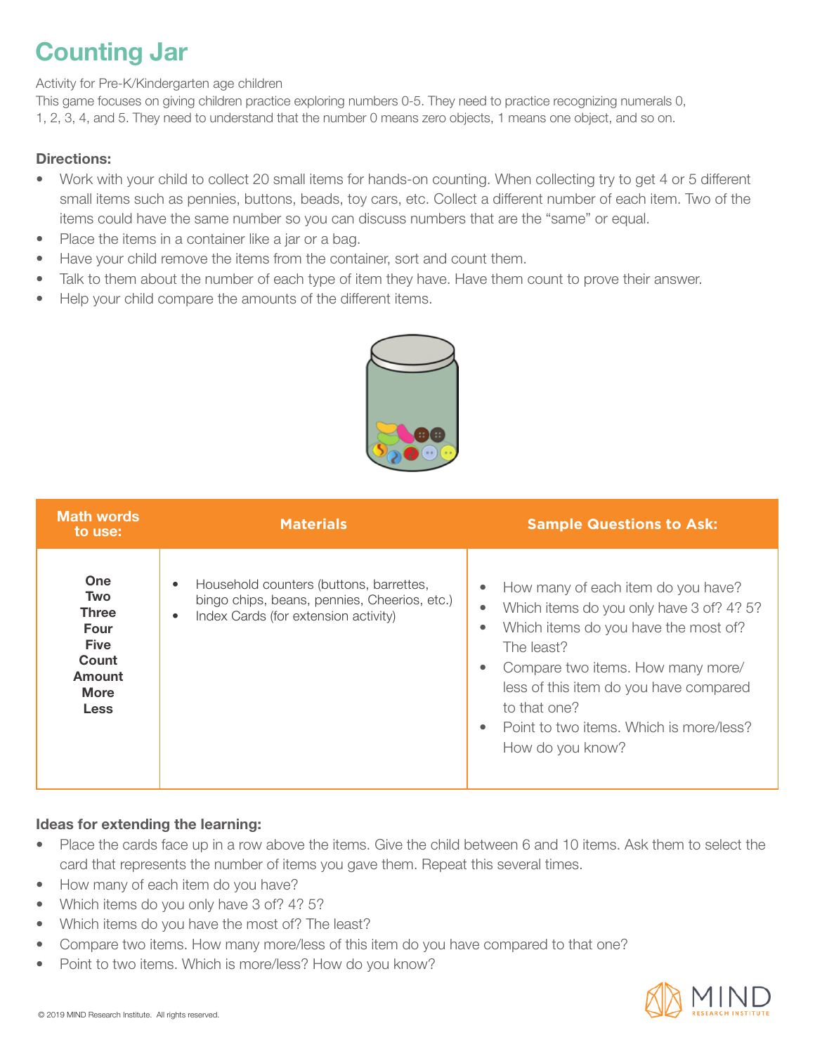# Counting Jar

Activity for Pre-K/Kindergarten age children

This game focuses on giving children practice exploring numbers 0-5. They need to practice recognizing numerals 0, 1, 2, 3, 4, and 5. They need to understand that the number 0 means zero objects, 1 means one object, and so on.

**Directions:**

- Work with your child to collect 20 small items for hands-on counting. When collecting try to get 4 or 5 different small items such as pennies, buttons, beads, toy cars, etc. Collect a different number of each item. Two of the items could have the same number so you can discuss numbers that are the "same" or equal.
- Place the items in a container like a jar or a bag.
- Have your child remove the items from the container, sort and count them.
- Talk to them about the number of each type of item they have. Have them count to prove their answer.
- Help your child compare the amounts of the different items.

| Math words to use: | Materials | Sample Questions to Ask: |
| --- | --- | --- |
| **One**<br>**Two**<br>**Three**<br>**Four**<br>**Five**<br>**Count**<br>**Amount**<br>**More**<br>**Less** | • Household counters (buttons, barrettes, bingo chips, beans, pennies, Cheerios, etc.)<br>• Index Cards (for extension activity) | • How many of each item do you have?<br>• Which items do you only have 3 of? 4? 5?<br>• Which items do you have the most of? The least?<br>• Compare two items. How many more/less of this item do you have compared to that one?<br>• Point to two items. Which is more/less? How do you know? |

**Ideas for extending the learning:**

- Place the cards face up in a row above the items. Give the child between 6 and 10 items. Ask them to select the card that represents the number of items you gave them. Repeat this several times.
- How many of each item do you have?
- Which items do you only have 3 of? 4? 5?
- Which items do you have the most of? The least?
- Compare two items. How many more/less of this item do you have compared to that one?
- Point to two items. Which is more/less? How do you know?

© 2019 MIND Research Institute. All rights reserved.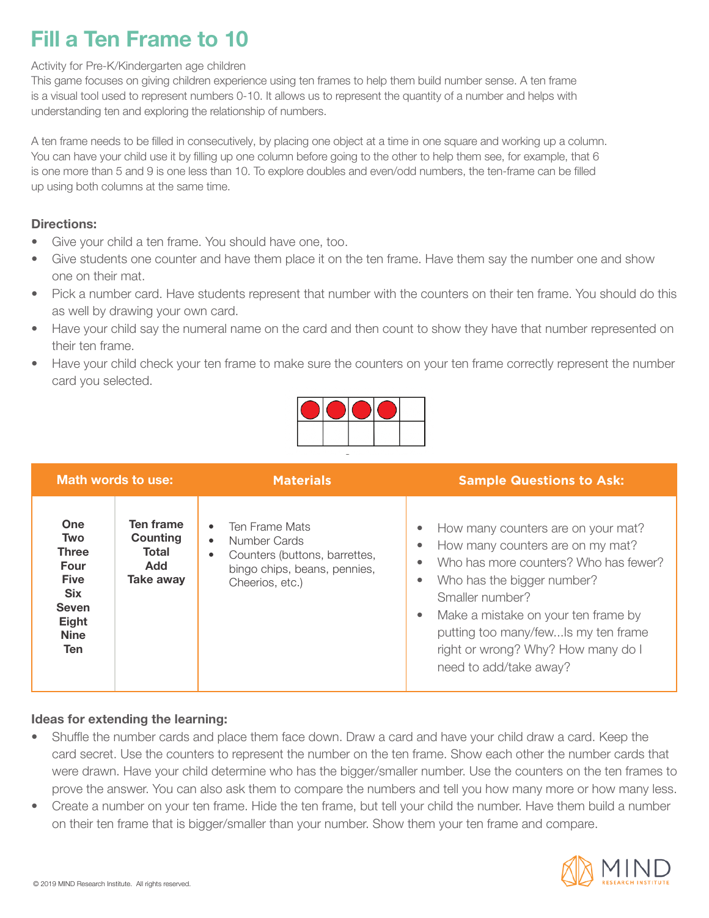# Fill a Ten Frame to 10

Activity for Pre-K/Kindergarten age children

This game focuses on giving children experience using ten frames to help them build number sense. A ten frame is a visual tool used to represent numbers 0-10. It allows us to represent the quantity of a number and helps with understanding ten and exploring the relationship of numbers.

A ten frame needs to be filled in consecutively, by placing one object at a time in one square and working up a column. You can have your child use it by filling up one column before going to the other to help them see, for example, that 6 is one more than 5 and 9 is one less than 10. To explore doubles and even/odd numbers, the ten-frame can be filled up using both columns at the same time.

### Directions:

- Give your child a ten frame. You should have one, too.
- Give students one counter and have them place it on the ten frame. Have them say the number one and show one on their mat.
- Pick a number card. Have students represent that number with the counters on their ten frame. You should do this as well by drawing your own card.
- Have your child say the numeral name on the card and then count to show they have that number represented on their ten frame.
- Have your child check your ten frame to make sure the counters on your ten frame correctly represent the number card you selected.

| Math words to use: | | Materials | Sample Questions to Ask: |
|---|---|---|---|
| **One**<br>**Two**<br>**Three**<br>**Four**<br>**Five**<br>**Six**<br>**Seven**<br>**Eight**<br>**Nine**<br>**Ten** | **Ten frame**<br>**Counting**<br>**Total**<br>**Add**<br>**Take away** | • Ten Frame Mats<br>• Number Cards<br>• Counters (buttons, barrettes, bingo chips, beans, pennies, Cheerios, etc.) | • How many counters are on your mat?<br>• How many counters are on my mat?<br>• Who has more counters? Who has fewer?<br>• Who has the bigger number? Smaller number?<br>• Make a mistake on your ten frame by putting too many/few...Is my ten frame right or wrong? Why? How many do I need to add/take away? |

### Ideas for extending the learning:

- Shuffle the number cards and place them face down. Draw a card and have your child draw a card. Keep the card secret. Use the counters to represent the number on the ten frame. Show each other the number cards that were drawn. Have your child determine who has the bigger/smaller number. Use the counters on the ten frames to prove the answer. You can also ask them to compare the numbers and tell you how many more or how many less.
- Create a number on your ten frame. Hide the ten frame, but tell your child the number. Have them build a number on their ten frame that is bigger/smaller than your number. Show them your ten frame and compare.

© 2019 MIND Research Institute. All rights reserved.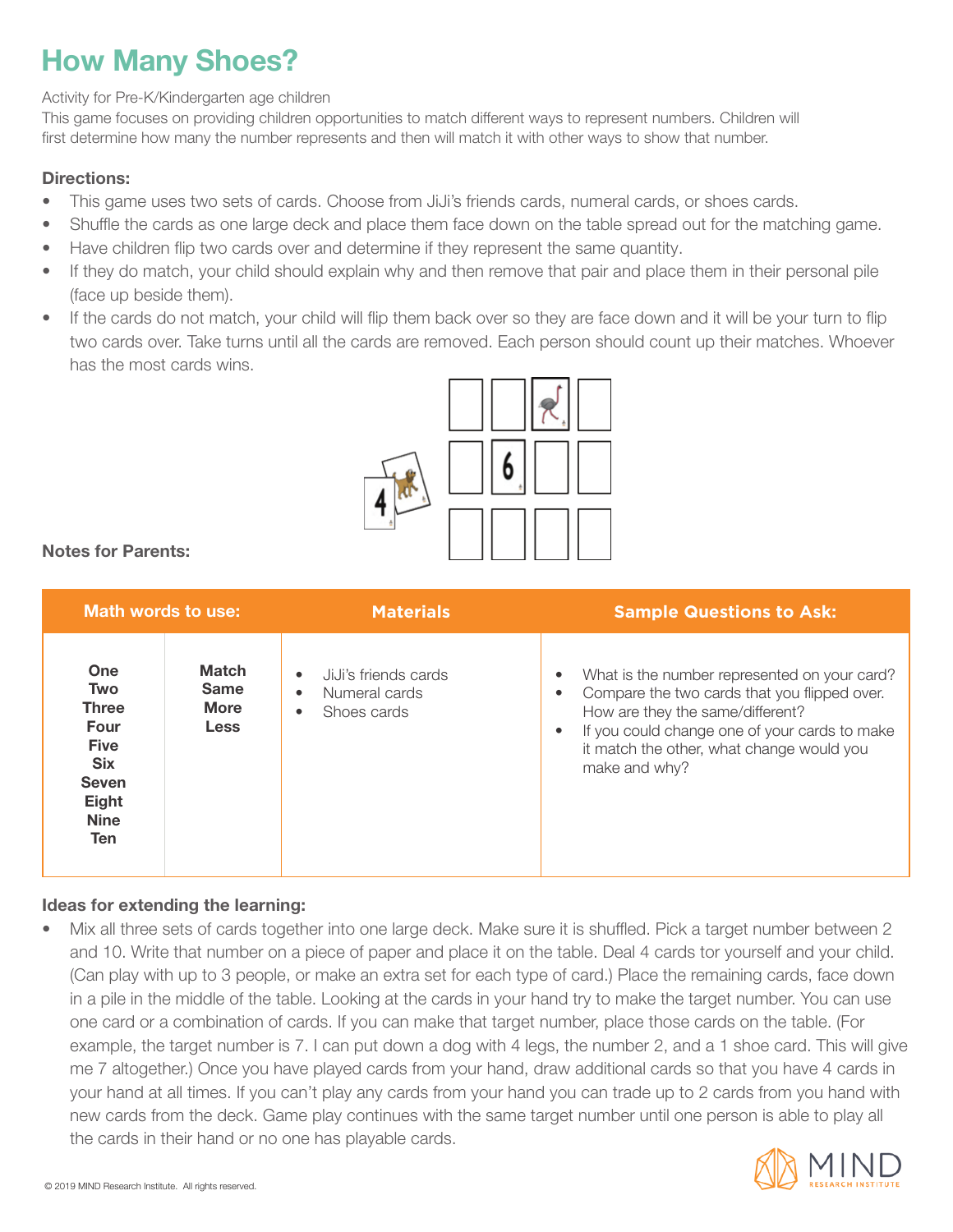# How Many Shoes?

Activity for Pre-K/Kindergarten age children
This game focuses on providing children opportunities to match different ways to represent numbers. Children will first determine how many the number represents and then will match it with other ways to show that number.

**Directions:**

- This game uses two sets of cards. Choose from JiJi's friends cards, numeral cards, or shoes cards.
- Shuffle the cards as one large deck and place them face down on the table spread out for the matching game.
- Have children flip two cards over and determine if they represent the same quantity.
- If they do match, your child should explain why and then remove that pair and place them in their personal pile (face up beside them).
- If the cards do not match, your child will flip them back over so they are face down and it will be your turn to flip two cards over. Take turns until all the cards are removed. Each person should count up their matches. Whoever has the most cards wins.

**Notes for Parents:**

| Math words to use: | | Materials | Sample Questions to Ask: |
|---|---|---|---|
| One<br>Two<br>Three<br>Four<br>Five<br>Six<br>Seven<br>Eight<br>Nine<br>Ten | Match<br>Same<br>More<br>Less | • JiJi's friends cards<br>• Numeral cards<br>• Shoes cards | • What is the number represented on your card?<br>• Compare the two cards that you flipped over. How are they the same/different?<br>• If you could change one of your cards to make it match the other, what change would you make and why? |

**Ideas for extending the learning:**

- Mix all three sets of cards together into one large deck. Make sure it is shuffled. Pick a target number between 2 and 10. Write that number on a piece of paper and place it on the table. Deal 4 cards tor yourself and your child. (Can play with up to 3 people, or make an extra set for each type of card.) Place the remaining cards, face down in a pile in the middle of the table. Looking at the cards in your hand try to make the target number. You can use one card or a combination of cards. If you can make that target number, place those cards on the table. (For example, the target number is 7. I can put down a dog with 4 legs, the number 2, and a 1 shoe card. This will give me 7 altogether.) Once you have played cards from your hand, draw additional cards so that you have 4 cards in your hand at all times. If you can't play any cards from your hand you can trade up to 2 cards from you hand with new cards from the deck. Game play continues with the same target number until one person is able to play all the cards in their hand or no one has playable cards.

© 2019 MIND Research Institute. All rights reserved.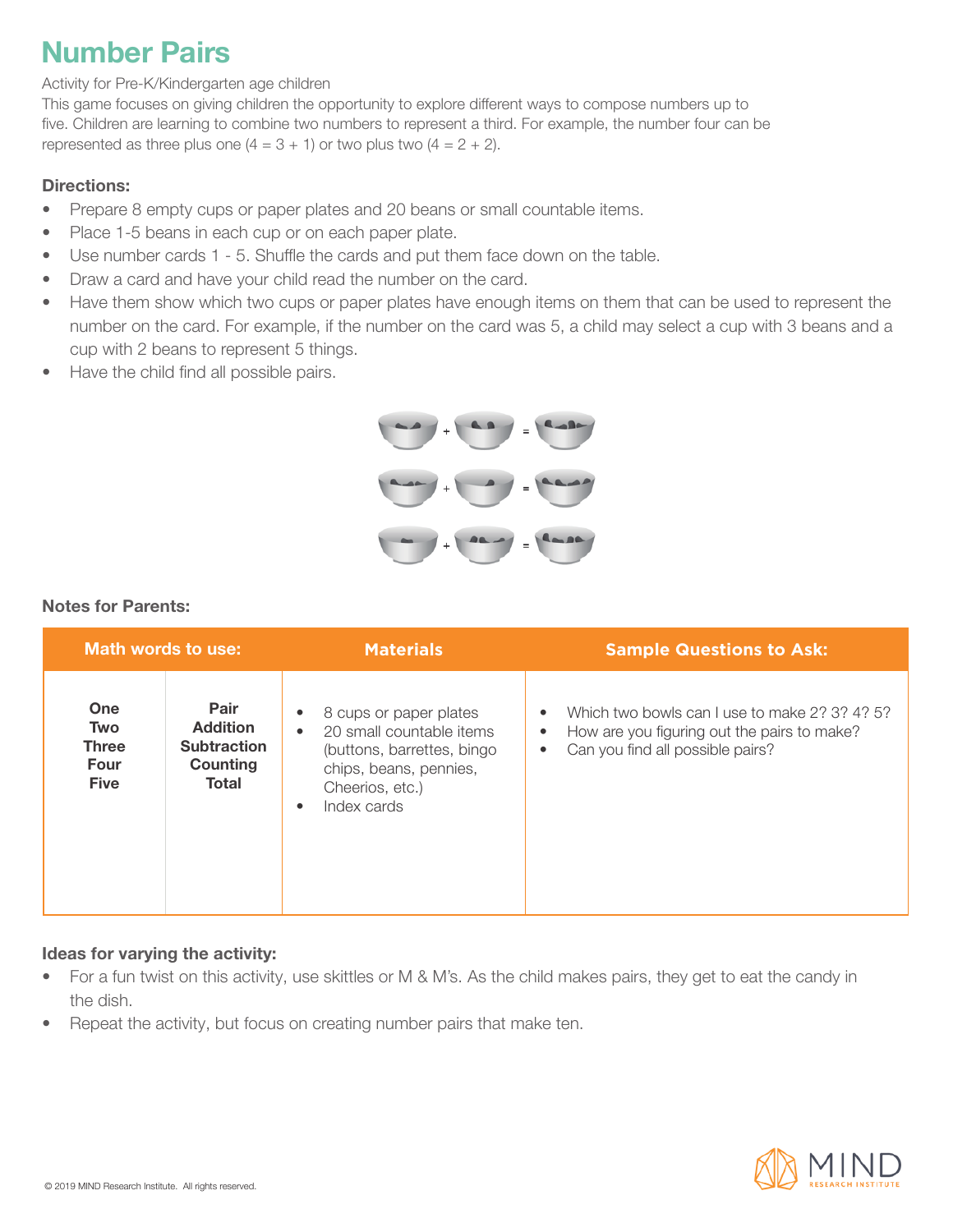# Number Pairs

Activity for Pre-K/Kindergarten age children

This game focuses on giving children the opportunity to explore different ways to compose numbers up to five. Children are learning to combine two numbers to represent a third. For example, the number four can be represented as three plus one (4 = 3 + 1) or two plus two (4 = 2 + 2).

### Directions:

- Prepare 8 empty cups or paper plates and 20 beans or small countable items.
- Place 1-5 beans in each cup or on each paper plate.
- Use number cards 1 - 5. Shuffle the cards and put them face down on the table.
- Draw a card and have your child read the number on the card.
- Have them show which two cups or paper plates have enough items on them that can be used to represent the number on the card. For example, if the number on the card was 5, a child may select a cup with 3 beans and a cup with 2 beans to represent 5 things.
- Have the child find all possible pairs.

### Notes for Parents:

| Math words to use: | | Materials | Sample Questions to Ask: |
|---|---|---|---|
| **One**<br>**Two**<br>**Three**<br>**Four**<br>**Five** | **Pair**<br>**Addition**<br>**Subtraction**<br>**Counting**<br>**Total** | • 8 cups or paper plates<br>• 20 small countable items (buttons, barrettes, bingo chips, beans, pennies, Cheerios, etc.)<br>• Index cards | • Which two bowls can I use to make 2? 3? 4? 5?<br>• How are you figuring out the pairs to make?<br>• Can you find all possible pairs? |

### Ideas for varying the activity:

- For a fun twist on this activity, use skittles or M & M's. As the child makes pairs, they get to eat the candy in the dish.
- Repeat the activity, but focus on creating number pairs that make ten.

© 2019 MIND Research Institute. All rights reserved.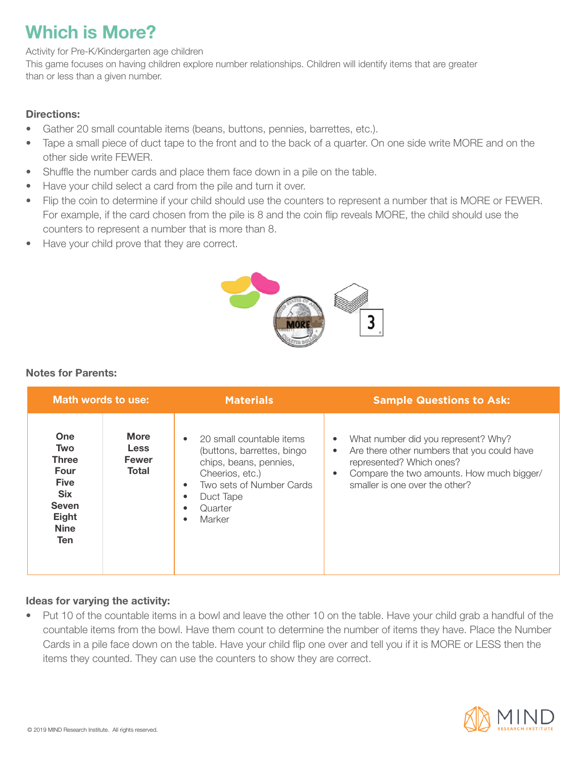# Which is More?

Activity for Pre-K/Kindergarten age children
This game focuses on having children explore number relationships. Children will identify items that are greater than or less than a given number.

**Directions:**

- Gather 20 small countable items (beans, buttons, pennies, barrettes, etc.).
- Tape a small piece of duct tape to the front and to the back of a quarter. On one side write MORE and on the other side write FEWER.
- Shuffle the number cards and place them face down in a pile on the table.
- Have your child select a card from the pile and turn it over.
- Flip the coin to determine if your child should use the counters to represent a number that is MORE or FEWER. For example, if the card chosen from the pile is 8 and the coin flip reveals MORE, the child should use the counters to represent a number that is more than 8.
- Have your child prove that they are correct.

**Notes for Parents:**

| Math words to use: | | Materials | Sample Questions to Ask: |
|---|---|---|---|
| **One**<br>**Two**<br>**Three**<br>**Four**<br>**Five**<br>**Six**<br>**Seven**<br>**Eight**<br>**Nine**<br>**Ten** | **More**<br>**Less**<br>**Fewer**<br>**Total** | • 20 small countable items (buttons, barrettes, bingo chips, beans, pennies, Cheerios, etc.)<br>• Two sets of Number Cards<br>• Duct Tape<br>• Quarter<br>• Marker | • What number did you represent? Why?<br>• Are there other numbers that you could have represented? Which ones?<br>• Compare the two amounts. How much bigger/smaller is one over the other? |

**Ideas for varying the activity:**

- Put 10 of the countable items in a bowl and leave the other 10 on the table. Have your child grab a handful of the countable items from the bowl. Have them count to determine the number of items they have. Place the Number Cards in a pile face down on the table. Have your child flip one over and tell you if it is MORE or LESS then the items they counted. They can use the counters to show they are correct.

© 2019 MIND Research Institute. All rights reserved.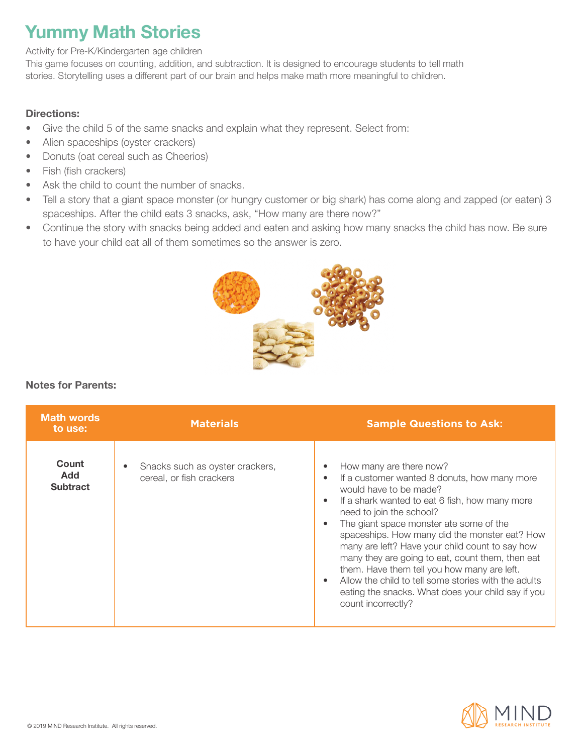# Yummy Math Stories

Activity for Pre-K/Kindergarten age children

This game focuses on counting, addition, and subtraction. It is designed to encourage students to tell math stories. Storytelling uses a different part of our brain and helps make math more meaningful to children.

**Directions:**

- Give the child 5 of the same snacks and explain what they represent. Select from:
- Alien spaceships (oyster crackers)
- Donuts (oat cereal such as Cheerios)
- Fish (fish crackers)
- Ask the child to count the number of snacks.
- Tell a story that a giant space monster (or hungry customer or big shark) has come along and zapped (or eaten) 3 spaceships. After the child eats 3 snacks, ask, "How many are there now?"
- Continue the story with snacks being added and eaten and asking how many snacks the child has now. Be sure to have your child eat all of them sometimes so the answer is zero.

**Notes for Parents:**

| Math words to use: | Materials | Sample Questions to Ask: |
|---|---|---|
| **Count** **Add** **Subtract** | • Snacks such as oyster crackers, cereal, or fish crackers | • How many are there now? • If a customer wanted 8 donuts, how many more would have to be made? • If a shark wanted to eat 6 fish, how many more need to join the school? • The giant space monster ate some of the spaceships. How many did the monster eat? How many are left? Have your child count to say how many they are going to eat, count them, then eat them. Have them tell you how many are left. • Allow the child to tell some stories with the adults eating the snacks. What does your child say if you count incorrectly? |

© 2019 MIND Research Institute. All rights reserved.